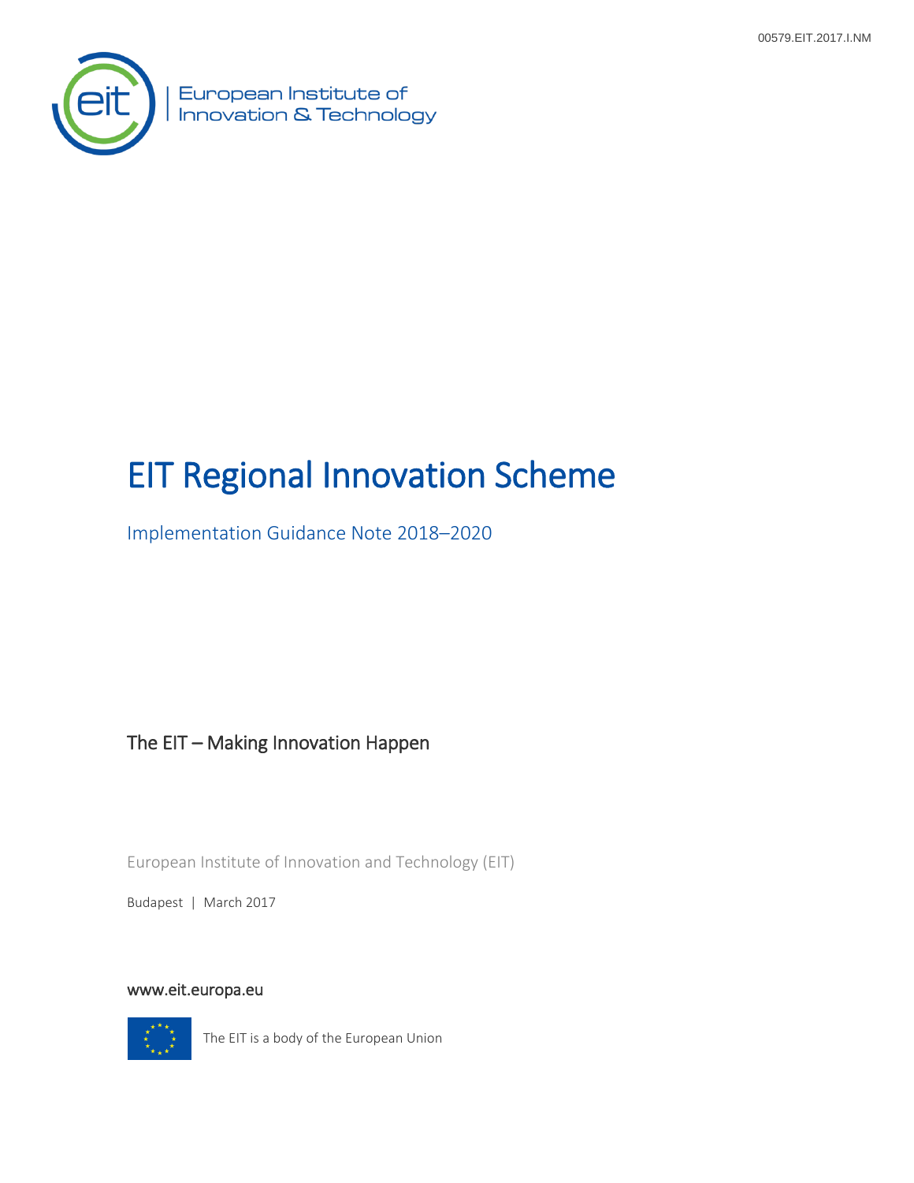00579.EIT.2017.I.NM

European Institute of Innovation & Technology

# EIT Regional Innovation Scheme

## Implementation Guidance Note 2018–2020

The EIT – Making Innovation Happen

European Institute of Innovation and Technology (EIT)

Budapest | March 2017

www.eit.europa.eu

The EIT is a body of the European Union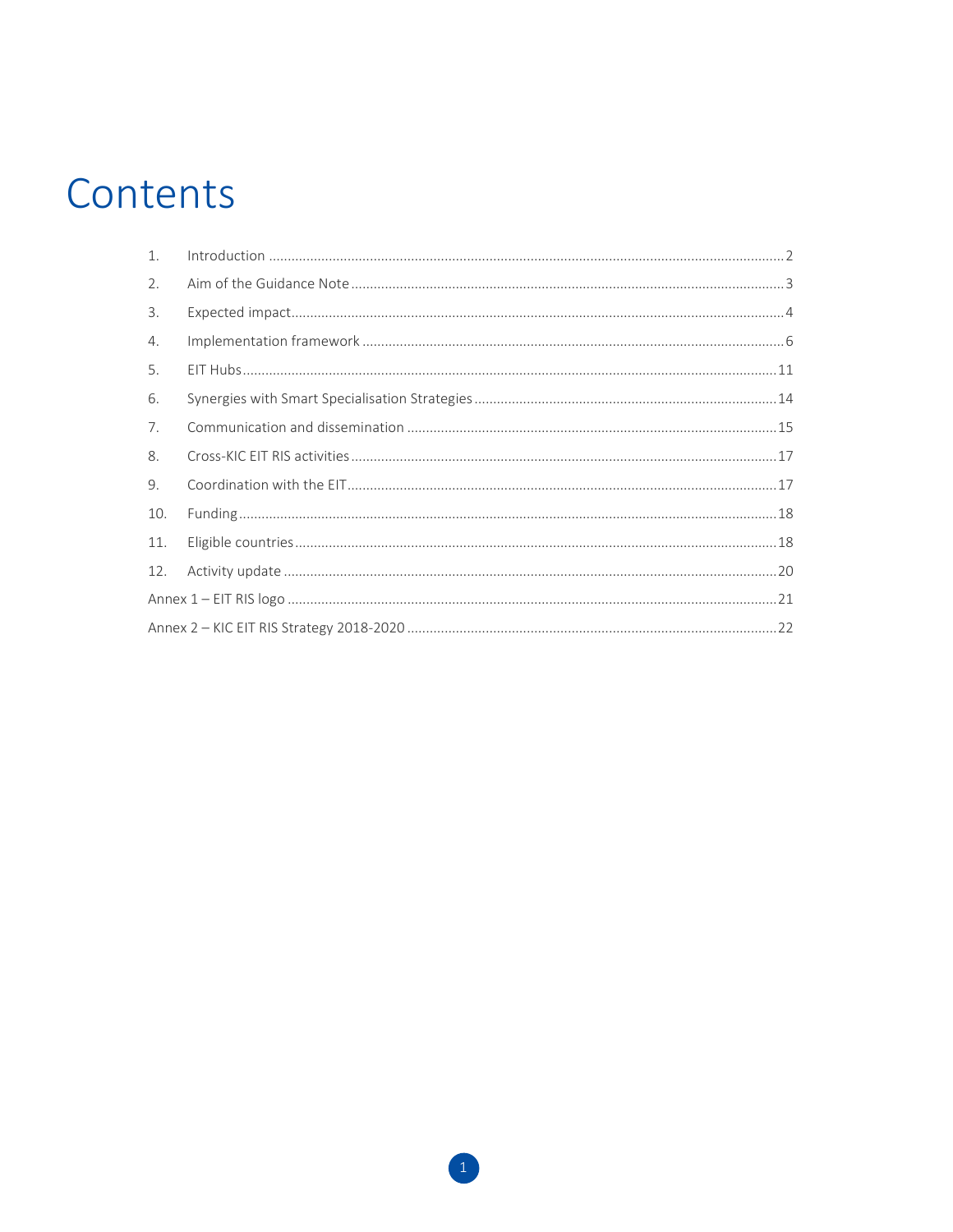# Contents

1. Introduction ........................................................................................................................................2
2. Aim of the Guidance Note ...................................................................................................................3
3. Expected impact...................................................................................................................................4
4. Implementation framework ................................................................................................................6
5. EIT Hubs .............................................................................................................................................11
6. Synergies with Smart Specialisation Strategies ................................................................................14
7. Communication and dissemination ..................................................................................................15
8. Cross-KIC EIT RIS activities .................................................................................................................17
9. Coordination with the EIT..................................................................................................................17
10. Funding ..............................................................................................................................................18
11. Eligible countries ................................................................................................................................18
12. Activity update ...................................................................................................................................20

Annex 1 – EIT RIS logo ..................................................................................................................................21

Annex 2 – KIC EIT RIS Strategy 2018-2020 ..................................................................................................22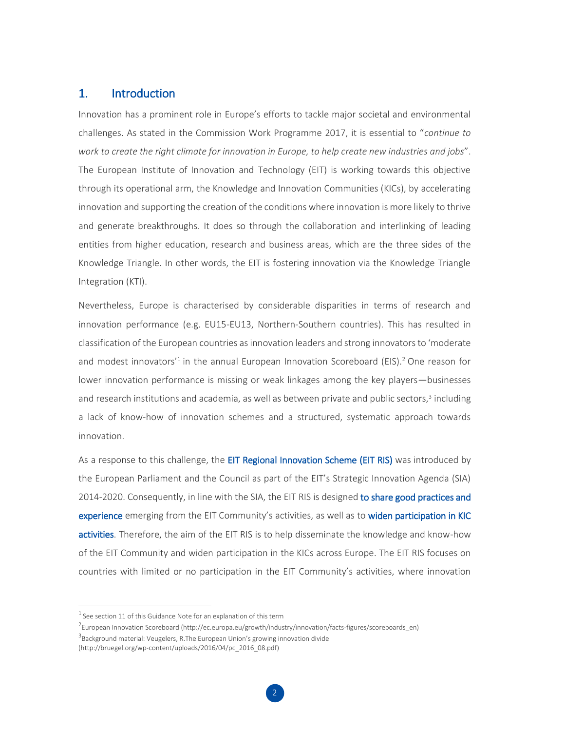## 1. Introduction

Innovation has a prominent role in Europe's efforts to tackle major societal and environmental challenges. As stated in the Commission Work Programme 2017, it is essential to "*continue to work to create the right climate for innovation in Europe, to help create new industries and jobs*". The European Institute of Innovation and Technology (EIT) is working towards this objective through its operational arm, the Knowledge and Innovation Communities (KICs), by accelerating innovation and supporting the creation of the conditions where innovation is more likely to thrive and generate breakthroughs. It does so through the collaboration and interlinking of leading entities from higher education, research and business areas, which are the three sides of the Knowledge Triangle. In other words, the EIT is fostering innovation via the Knowledge Triangle Integration (KTI).

Nevertheless, Europe is characterised by considerable disparities in terms of research and innovation performance (e.g. EU15-EU13, Northern-Southern countries). This has resulted in classification of the European countries as innovation leaders and strong innovators to 'moderate and modest innovators'[1] in the annual European Innovation Scoreboard (EIS).[2] One reason for lower innovation performance is missing or weak linkages among the key players—businesses and research institutions and academia, as well as between private and public sectors,[3] including a lack of know-how of innovation schemes and a structured, systematic approach towards innovation.

As a response to this challenge, the **EIT Regional Innovation Scheme (EIT RIS)** was introduced by the European Parliament and the Council as part of the EIT's Strategic Innovation Agenda (SIA) 2014-2020. Consequently, in line with the SIA, the EIT RIS is designed **to share good practices and experience** emerging from the EIT Community's activities, as well as to **widen participation in KIC activities**. Therefore, the aim of the EIT RIS is to help disseminate the knowledge and know-how of the EIT Community and widen participation in the KICs across Europe. The EIT RIS focuses on countries with limited or no participation in the EIT Community's activities, where innovation

---

[1] See section 11 of this Guidance Note for an explanation of this term

[2] European Innovation Scoreboard (http://ec.europa.eu/growth/industry/innovation/facts-figures/scoreboards_en)

[3] Background material: Veugelers, R.The European Union's growing innovation divide (http://bruegel.org/wp-content/uploads/2016/04/pc_2016_08.pdf)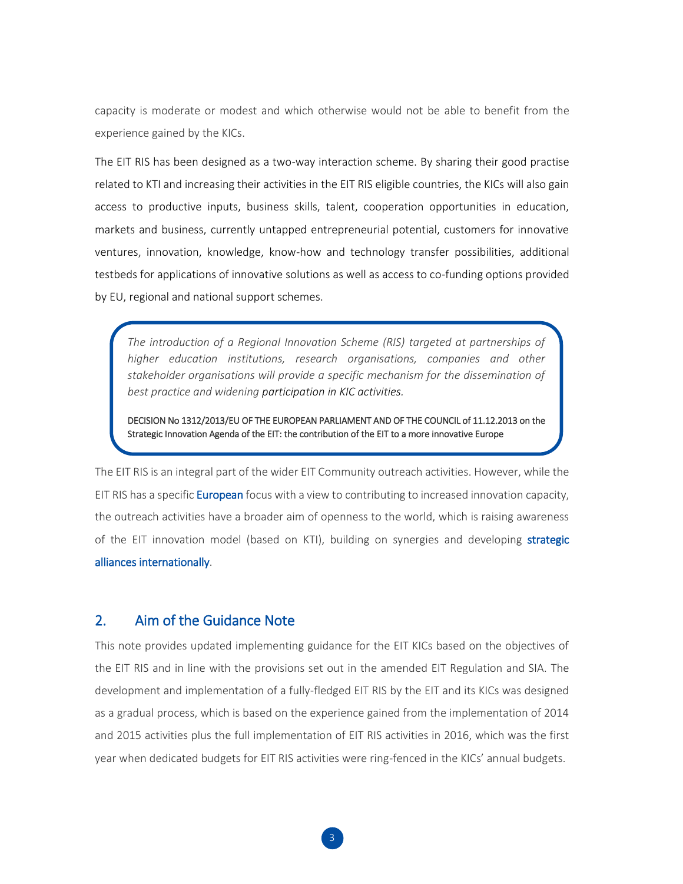capacity is moderate or modest and which otherwise would not be able to benefit from the experience gained by the KICs.

The EIT RIS has been designed as a two-way interaction scheme. By sharing their good practise related to KTI and increasing their activities in the EIT RIS eligible countries, the KICs will also gain access to productive inputs, business skills, talent, cooperation opportunities in education, markets and business, currently untapped entrepreneurial potential, customers for innovative ventures, innovation, knowledge, know-how and technology transfer possibilities, additional testbeds for applications of innovative solutions as well as access to co-funding options provided by EU, regional and national support schemes.

> *The introduction of a Regional Innovation Scheme (RIS) targeted at partnerships of higher education institutions, research organisations, companies and other stakeholder organisations will provide a specific mechanism for the dissemination of best practice and widening participation in KIC activities.*
>
> DECISION No 1312/2013/EU OF THE EUROPEAN PARLIAMENT AND OF THE COUNCIL of 11.12.2013 on the Strategic Innovation Agenda of the EIT: the contribution of the EIT to a more innovative Europe

The EIT RIS is an integral part of the wider EIT Community outreach activities. However, while the EIT RIS has a specific **European** focus with a view to contributing to increased innovation capacity, the outreach activities have a broader aim of openness to the world, which is raising awareness of the EIT innovation model (based on KTI), building on synergies and developing **strategic alliances internationally**.

## 2. Aim of the Guidance Note

This note provides updated implementing guidance for the EIT KICs based on the objectives of the EIT RIS and in line with the provisions set out in the amended EIT Regulation and SIA. The development and implementation of a fully-fledged EIT RIS by the EIT and its KICs was designed as a gradual process, which is based on the experience gained from the implementation of 2014 and 2015 activities plus the full implementation of EIT RIS activities in 2016, which was the first year when dedicated budgets for EIT RIS activities were ring-fenced in the KICs' annual budgets.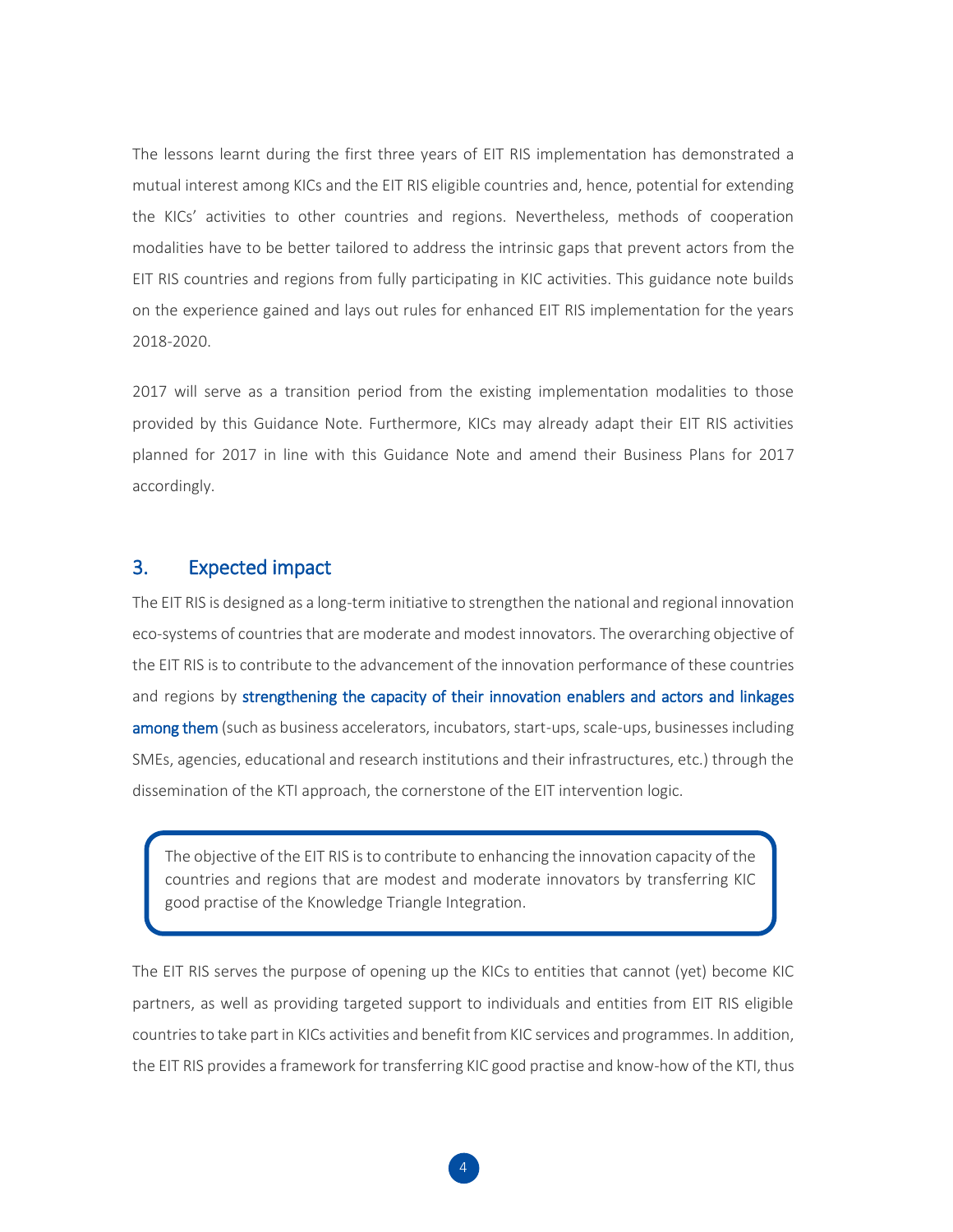The lessons learnt during the first three years of EIT RIS implementation has demonstrated a mutual interest among KICs and the EIT RIS eligible countries and, hence, potential for extending the KICs' activities to other countries and regions. Nevertheless, methods of cooperation modalities have to be better tailored to address the intrinsic gaps that prevent actors from the EIT RIS countries and regions from fully participating in KIC activities. This guidance note builds on the experience gained and lays out rules for enhanced EIT RIS implementation for the years 2018-2020.

2017 will serve as a transition period from the existing implementation modalities to those provided by this Guidance Note. Furthermore, KICs may already adapt their EIT RIS activities planned for 2017 in line with this Guidance Note and amend their Business Plans for 2017 accordingly.

## 3. Expected impact

The EIT RIS is designed as a long-term initiative to strengthen the national and regional innovation eco-systems of countries that are moderate and modest innovators. The overarching objective of the EIT RIS is to contribute to the advancement of the innovation performance of these countries and regions by **strengthening the capacity of their innovation enablers and actors and linkages among them** (such as business accelerators, incubators, start-ups, scale-ups, businesses including SMEs, agencies, educational and research institutions and their infrastructures, etc.) through the dissemination of the KTI approach, the cornerstone of the EIT intervention logic.

> The objective of the EIT RIS is to contribute to enhancing the innovation capacity of the countries and regions that are modest and moderate innovators by transferring KIC good practise of the Knowledge Triangle Integration.

The EIT RIS serves the purpose of opening up the KICs to entities that cannot (yet) become KIC partners, as well as providing targeted support to individuals and entities from EIT RIS eligible countries to take part in KICs activities and benefit from KIC services and programmes. In addition, the EIT RIS provides a framework for transferring KIC good practise and know-how of the KTI, thus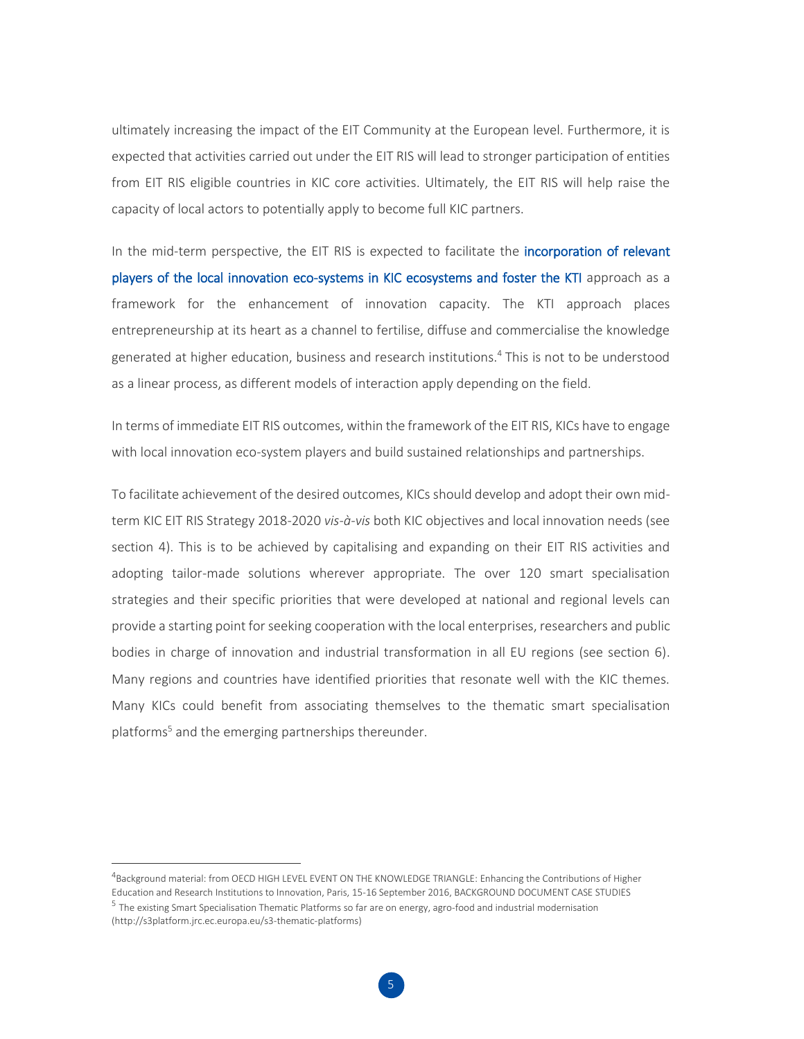ultimately increasing the impact of the EIT Community at the European level. Furthermore, it is expected that activities carried out under the EIT RIS will lead to stronger participation of entities from EIT RIS eligible countries in KIC core activities. Ultimately, the EIT RIS will help raise the capacity of local actors to potentially apply to become full KIC partners.

In the mid-term perspective, the EIT RIS is expected to facilitate the **incorporation of relevant players of the local innovation eco-systems in KIC ecosystems and foster the KTI** approach as a framework for the enhancement of innovation capacity. The KTI approach places entrepreneurship at its heart as a channel to fertilise, diffuse and commercialise the knowledge generated at higher education, business and research institutions.[4] This is not to be understood as a linear process, as different models of interaction apply depending on the field.

In terms of immediate EIT RIS outcomes, within the framework of the EIT RIS, KICs have to engage with local innovation eco-system players and build sustained relationships and partnerships.

To facilitate achievement of the desired outcomes, KICs should develop and adopt their own mid-term KIC EIT RIS Strategy 2018-2020 *vis-à-vis* both KIC objectives and local innovation needs (see section 4). This is to be achieved by capitalising and expanding on their EIT RIS activities and adopting tailor-made solutions wherever appropriate. The over 120 smart specialisation strategies and their specific priorities that were developed at national and regional levels can provide a starting point for seeking cooperation with the local enterprises, researchers and public bodies in charge of innovation and industrial transformation in all EU regions (see section 6). Many regions and countries have identified priorities that resonate well with the KIC themes. Many KICs could benefit from associating themselves to the thematic smart specialisation platforms[5] and the emerging partnerships thereunder.

---

[4] Background material: from OECD HIGH LEVEL EVENT ON THE KNOWLEDGE TRIANGLE: Enhancing the Contributions of Higher Education and Research Institutions to Innovation, Paris, 15-16 September 2016, BACKGROUND DOCUMENT CASE STUDIES

[5] The existing Smart Specialisation Thematic Platforms so far are on energy, agro-food and industrial modernisation (http://s3platform.jrc.ec.europa.eu/s3-thematic-platforms)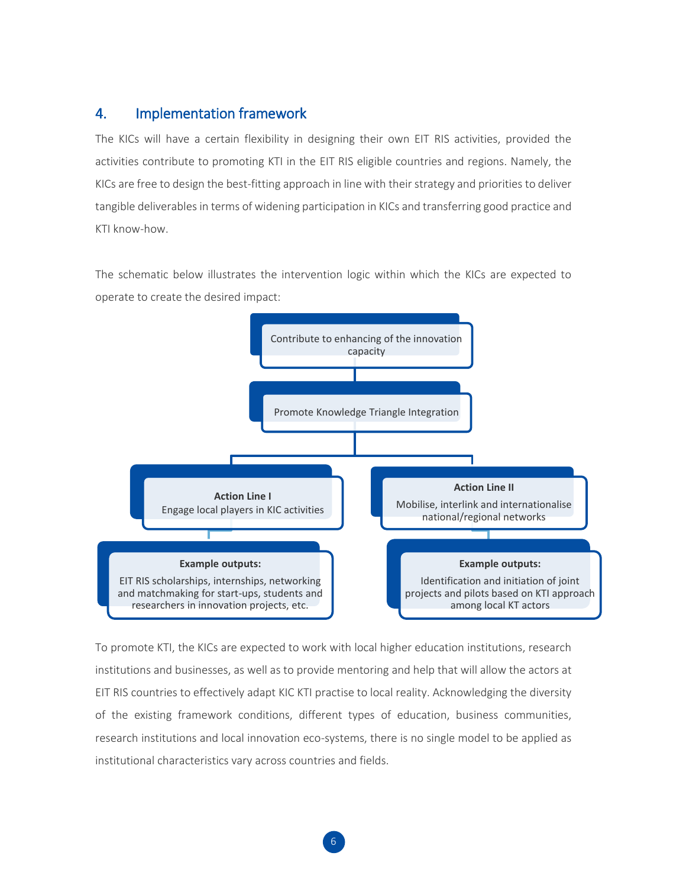## 4. Implementation framework

The KICs will have a certain flexibility in designing their own EIT RIS activities, provided the activities contribute to promoting KTI in the EIT RIS eligible countries and regions. Namely, the KICs are free to design the best-fitting approach in line with their strategy and priorities to deliver tangible deliverables in terms of widening participation in KICs and transferring good practice and KTI know-how.

The schematic below illustrates the intervention logic within which the KICs are expected to operate to create the desired impact:

Contribute to enhancing of the innovation capacity

Promote Knowledge Triangle Integration

**Action Line I**
Engage local players in KIC activities

**Example outputs:**
EIT RIS scholarships, internships, networking and matchmaking for start-ups, students and researchers in innovation projects, etc.

**Action Line II**
Mobilise, interlink and internationalise national/regional networks

**Example outputs:**
Identification and initiation of joint projects and pilots based on KTI approach among local KT actors

To promote KTI, the KICs are expected to work with local higher education institutions, research institutions and businesses, as well as to provide mentoring and help that will allow the actors at EIT RIS countries to effectively adapt KIC KTI practise to local reality. Acknowledging the diversity of the existing framework conditions, different types of education, business communities, research institutions and local innovation eco-systems, there is no single model to be applied as institutional characteristics vary across countries and fields.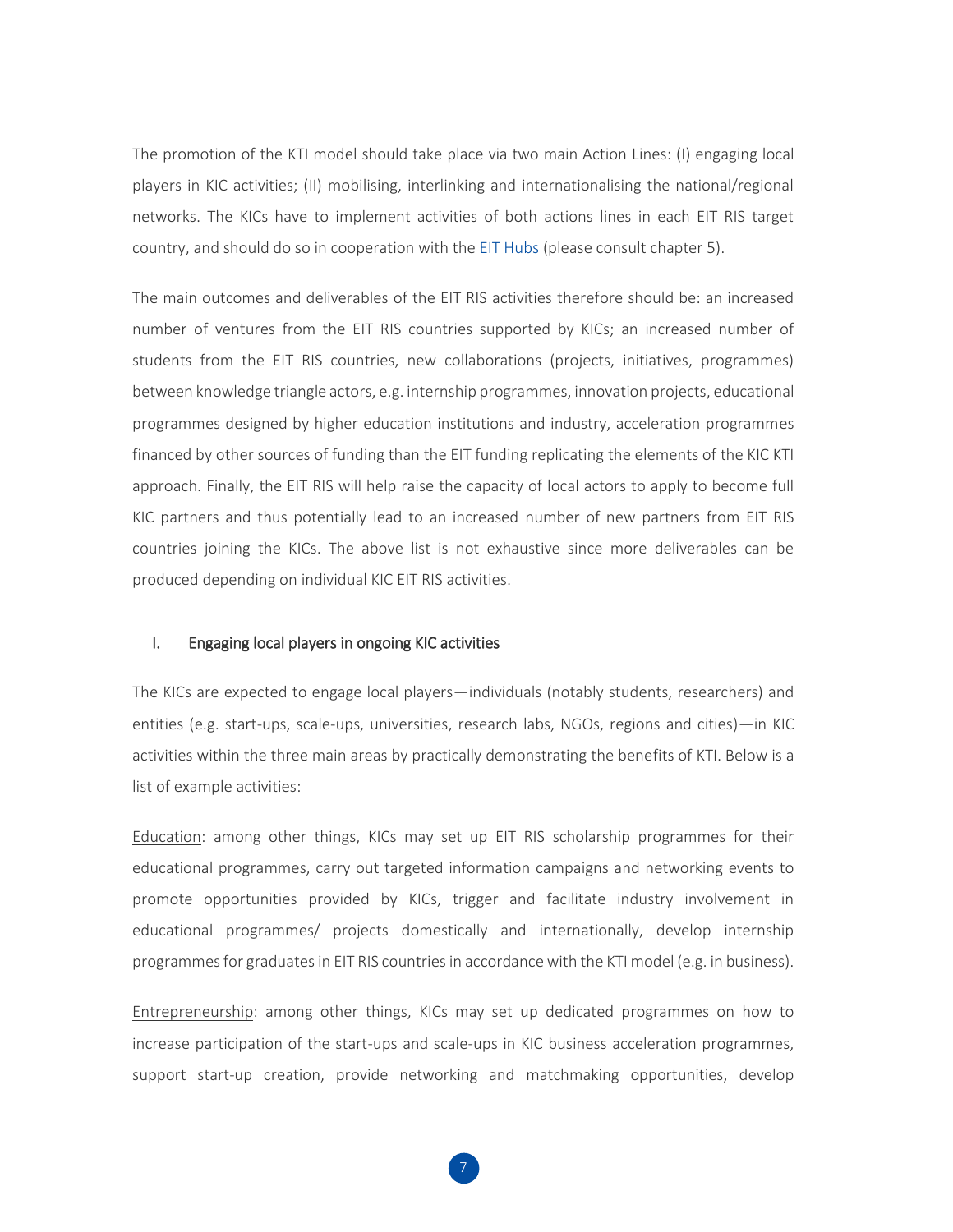The promotion of the KTI model should take place via two main Action Lines: (I) engaging local players in KIC activities; (II) mobilising, interlinking and internationalising the national/regional networks. The KICs have to implement activities of both actions lines in each EIT RIS target country, and should do so in cooperation with the EIT Hubs (please consult chapter 5).

The main outcomes and deliverables of the EIT RIS activities therefore should be: an increased number of ventures from the EIT RIS countries supported by KICs; an increased number of students from the EIT RIS countries, new collaborations (projects, initiatives, programmes) between knowledge triangle actors, e.g. internship programmes, innovation projects, educational programmes designed by higher education institutions and industry, acceleration programmes financed by other sources of funding than the EIT funding replicating the elements of the KIC KTI approach. Finally, the EIT RIS will help raise the capacity of local actors to apply to become full KIC partners and thus potentially lead to an increased number of new partners from EIT RIS countries joining the KICs. The above list is not exhaustive since more deliverables can be produced depending on individual KIC EIT RIS activities.

### I. Engaging local players in ongoing KIC activities

The KICs are expected to engage local players—individuals (notably students, researchers) and entities (e.g. start-ups, scale-ups, universities, research labs, NGOs, regions and cities)—in KIC activities within the three main areas by practically demonstrating the benefits of KTI. Below is a list of example activities:

<u>Education</u>: among other things, KICs may set up EIT RIS scholarship programmes for their educational programmes, carry out targeted information campaigns and networking events to promote opportunities provided by KICs, trigger and facilitate industry involvement in educational programmes/ projects domestically and internationally, develop internship programmes for graduates in EIT RIS countries in accordance with the KTI model (e.g. in business).

<u>Entrepreneurship</u>: among other things, KICs may set up dedicated programmes on how to increase participation of the start-ups and scale-ups in KIC business acceleration programmes, support start-up creation, provide networking and matchmaking opportunities, develop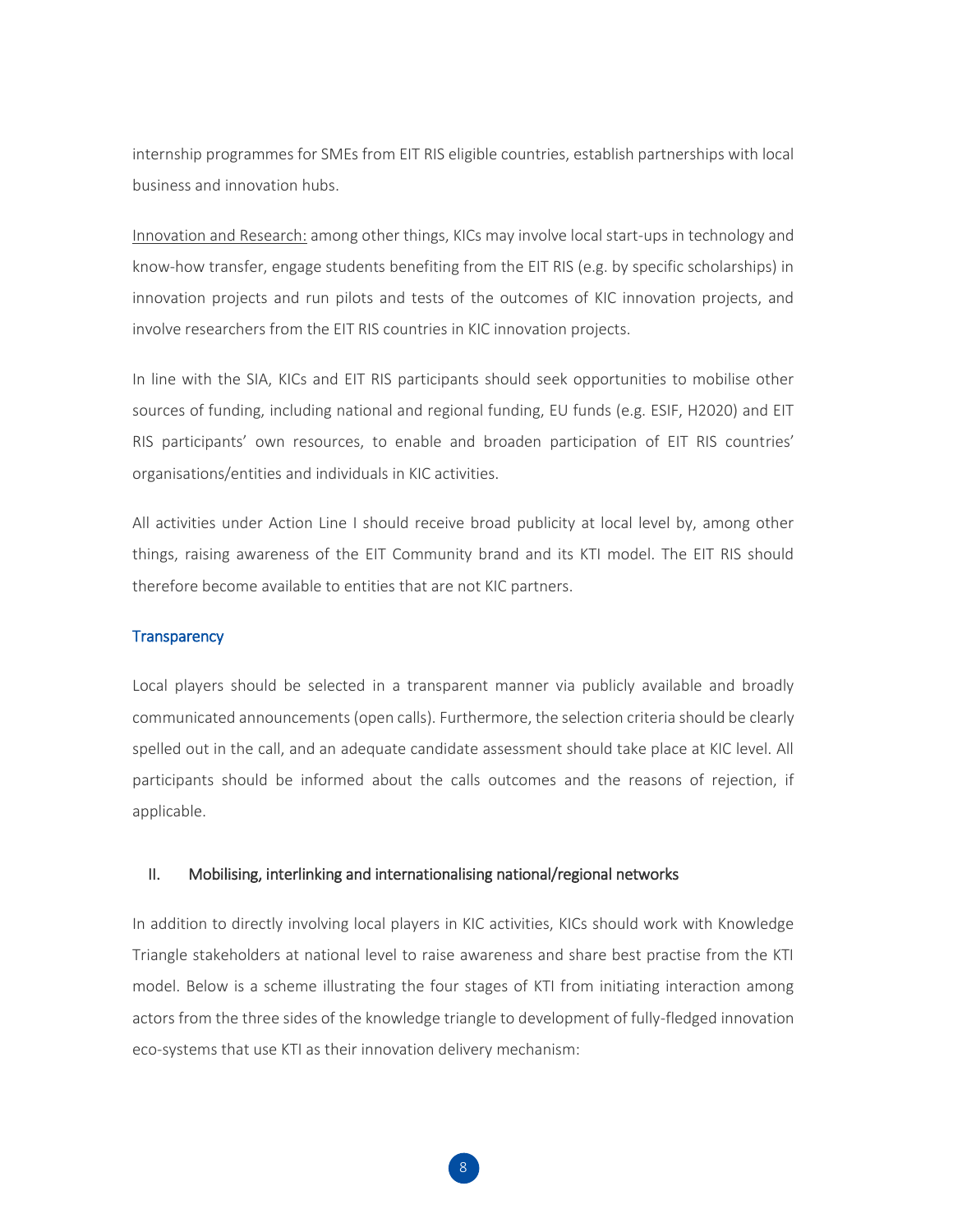internship programmes for SMEs from EIT RIS eligible countries, establish partnerships with local business and innovation hubs.

Innovation and Research: among other things, KICs may involve local start-ups in technology and know-how transfer, engage students benefiting from the EIT RIS (e.g. by specific scholarships) in innovation projects and run pilots and tests of the outcomes of KIC innovation projects, and involve researchers from the EIT RIS countries in KIC innovation projects.

In line with the SIA, KICs and EIT RIS participants should seek opportunities to mobilise other sources of funding, including national and regional funding, EU funds (e.g. ESIF, H2020) and EIT RIS participants' own resources, to enable and broaden participation of EIT RIS countries' organisations/entities and individuals in KIC activities.

All activities under Action Line I should receive broad publicity at local level by, among other things, raising awareness of the EIT Community brand and its KTI model. The EIT RIS should therefore become available to entities that are not KIC partners.

### Transparency

Local players should be selected in a transparent manner via publicly available and broadly communicated announcements (open calls). Furthermore, the selection criteria should be clearly spelled out in the call, and an adequate candidate assessment should take place at KIC level. All participants should be informed about the calls outcomes and the reasons of rejection, if applicable.

## II. Mobilising, interlinking and internationalising national/regional networks

In addition to directly involving local players in KIC activities, KICs should work with Knowledge Triangle stakeholders at national level to raise awareness and share best practise from the KTI model. Below is a scheme illustrating the four stages of KTI from initiating interaction among actors from the three sides of the knowledge triangle to development of fully-fledged innovation eco-systems that use KTI as their innovation delivery mechanism: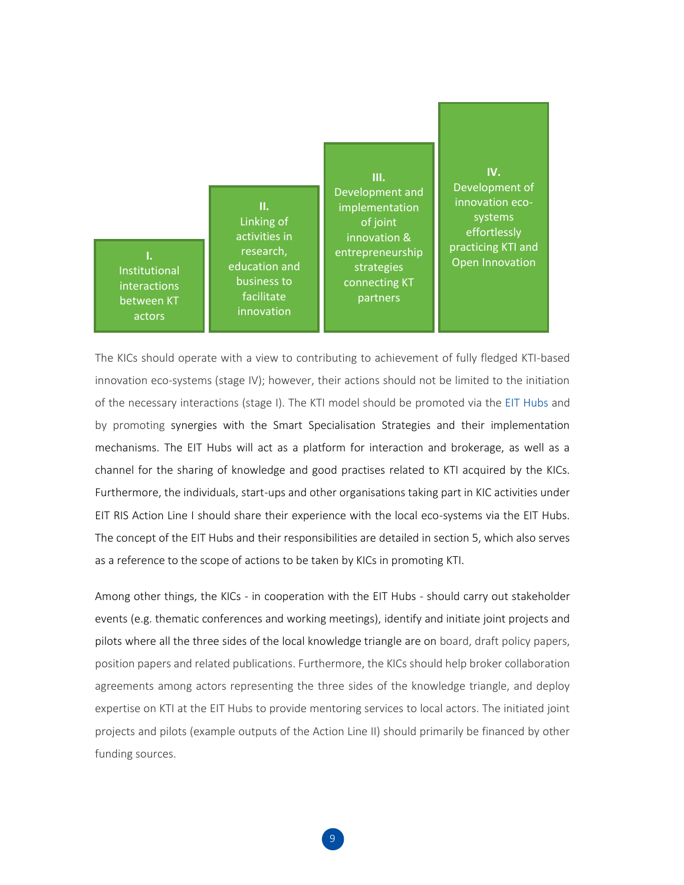| I. | II. | III. | IV. |
|---|---|---|---|
| Institutional interactions between KT actors | Linking of activities in research, education and business to facilitate innovation | Development and implementation of joint innovation & entrepreneurship strategies connecting KT partners | Development of innovation eco-systems effortlessly practicing KTI and Open Innovation |

The KICs should operate with a view to contributing to achievement of fully fledged KTI-based innovation eco-systems (stage IV); however, their actions should not be limited to the initiation of the necessary interactions (stage I). The KTI model should be promoted via the EIT Hubs and by promoting synergies with the Smart Specialisation Strategies and their implementation mechanisms. The EIT Hubs will act as a platform for interaction and brokerage, as well as a channel for the sharing of knowledge and good practises related to KTI acquired by the KICs. Furthermore, the individuals, start-ups and other organisations taking part in KIC activities under EIT RIS Action Line I should share their experience with the local eco-systems via the EIT Hubs. The concept of the EIT Hubs and their responsibilities are detailed in section 5, which also serves as a reference to the scope of actions to be taken by KICs in promoting KTI.

Among other things, the KICs - in cooperation with the EIT Hubs - should carry out stakeholder events (e.g. thematic conferences and working meetings), identify and initiate joint projects and pilots where all the three sides of the local knowledge triangle are on board, draft policy papers, position papers and related publications. Furthermore, the KICs should help broker collaboration agreements among actors representing the three sides of the knowledge triangle, and deploy expertise on KTI at the EIT Hubs to provide mentoring services to local actors. The initiated joint projects and pilots (example outputs of the Action Line II) should primarily be financed by other funding sources.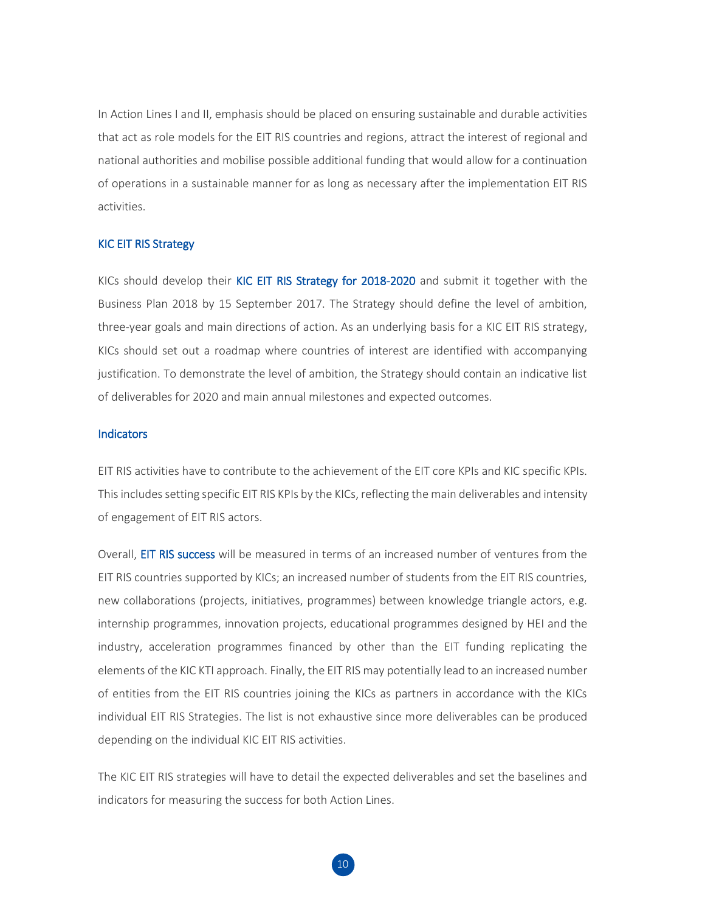In Action Lines I and II, emphasis should be placed on ensuring sustainable and durable activities that act as role models for the EIT RIS countries and regions, attract the interest of regional and national authorities and mobilise possible additional funding that would allow for a continuation of operations in a sustainable manner for as long as necessary after the implementation EIT RIS activities.

### KIC EIT RIS Strategy

KICs should develop their KIC EIT RIS Strategy for 2018-2020 and submit it together with the Business Plan 2018 by 15 September 2017. The Strategy should define the level of ambition, three-year goals and main directions of action. As an underlying basis for a KIC EIT RIS strategy, KICs should set out a roadmap where countries of interest are identified with accompanying justification. To demonstrate the level of ambition, the Strategy should contain an indicative list of deliverables for 2020 and main annual milestones and expected outcomes.

### Indicators

EIT RIS activities have to contribute to the achievement of the EIT core KPIs and KIC specific KPIs. This includes setting specific EIT RIS KPIs by the KICs, reflecting the main deliverables and intensity of engagement of EIT RIS actors.

Overall, EIT RIS success will be measured in terms of an increased number of ventures from the EIT RIS countries supported by KICs; an increased number of students from the EIT RIS countries, new collaborations (projects, initiatives, programmes) between knowledge triangle actors, e.g. internship programmes, innovation projects, educational programmes designed by HEI and the industry, acceleration programmes financed by other than the EIT funding replicating the elements of the KIC KTI approach. Finally, the EIT RIS may potentially lead to an increased number of entities from the EIT RIS countries joining the KICs as partners in accordance with the KICs individual EIT RIS Strategies. The list is not exhaustive since more deliverables can be produced depending on the individual KIC EIT RIS activities.

The KIC EIT RIS strategies will have to detail the expected deliverables and set the baselines and indicators for measuring the success for both Action Lines.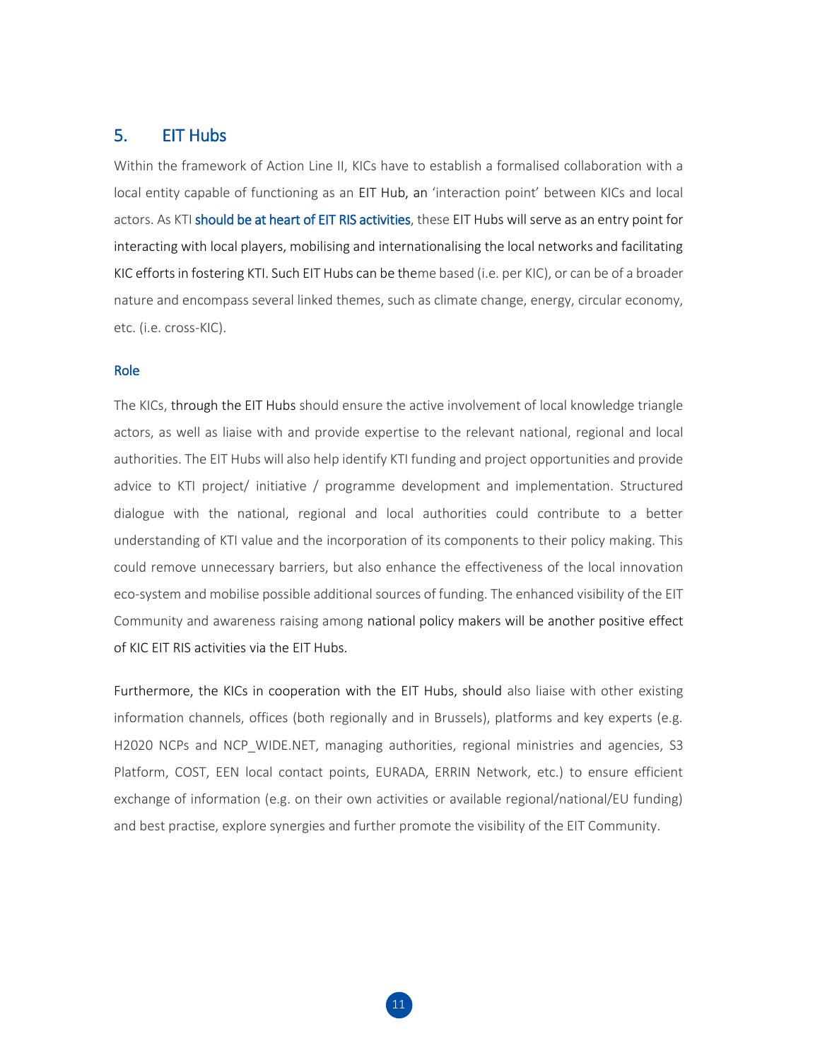## 5. EIT Hubs

Within the framework of Action Line II, KICs have to establish a formalised collaboration with a local entity capable of functioning as an EIT Hub, an 'interaction point' between KICs and local actors. As KTI should be at heart of EIT RIS activities, these EIT Hubs will serve as an entry point for interacting with local players, mobilising and internationalising the local networks and facilitating KIC efforts in fostering KTI. Such EIT Hubs can be theme based (i.e. per KIC), or can be of a broader nature and encompass several linked themes, such as climate change, energy, circular economy, etc. (i.e. cross-KIC).

### Role

The KICs, through the EIT Hubs should ensure the active involvement of local knowledge triangle actors, as well as liaise with and provide expertise to the relevant national, regional and local authorities. The EIT Hubs will also help identify KTI funding and project opportunities and provide advice to KTI project/ initiative / programme development and implementation. Structured dialogue with the national, regional and local authorities could contribute to a better understanding of KTI value and the incorporation of its components to their policy making. This could remove unnecessary barriers, but also enhance the effectiveness of the local innovation eco-system and mobilise possible additional sources of funding. The enhanced visibility of the EIT Community and awareness raising among national policy makers will be another positive effect of KIC EIT RIS activities via the EIT Hubs.

Furthermore, the KICs in cooperation with the EIT Hubs, should also liaise with other existing information channels, offices (both regionally and in Brussels), platforms and key experts (e.g. H2020 NCPs and NCP_WIDE.NET, managing authorities, regional ministries and agencies, S3 Platform, COST, EEN local contact points, EURADA, ERRIN Network, etc.) to ensure efficient exchange of information (e.g. on their own activities or available regional/national/EU funding) and best practise, explore synergies and further promote the visibility of the EIT Community.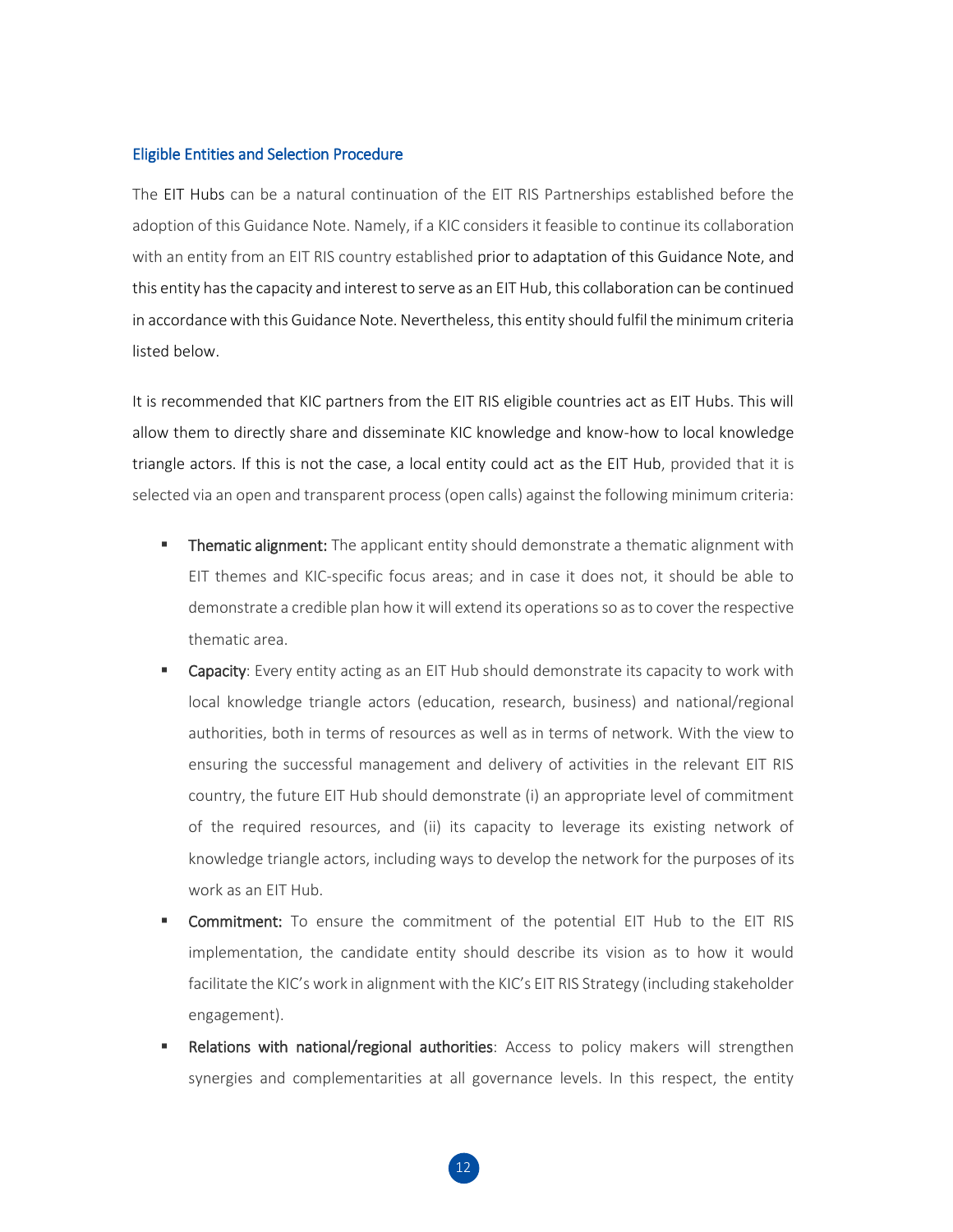### Eligible Entities and Selection Procedure

The EIT Hubs can be a natural continuation of the EIT RIS Partnerships established before the adoption of this Guidance Note. Namely, if a KIC considers it feasible to continue its collaboration with an entity from an EIT RIS country established prior to adaptation of this Guidance Note, and this entity has the capacity and interest to serve as an EIT Hub, this collaboration can be continued in accordance with this Guidance Note. Nevertheless, this entity should fulfil the minimum criteria listed below.

It is recommended that KIC partners from the EIT RIS eligible countries act as EIT Hubs. This will allow them to directly share and disseminate KIC knowledge and know-how to local knowledge triangle actors. If this is not the case, a local entity could act as the EIT Hub, provided that it is selected via an open and transparent process (open calls) against the following minimum criteria:

- **Thematic alignment:** The applicant entity should demonstrate a thematic alignment with EIT themes and KIC-specific focus areas; and in case it does not, it should be able to demonstrate a credible plan how it will extend its operations so as to cover the respective thematic area.
- **Capacity**: Every entity acting as an EIT Hub should demonstrate its capacity to work with local knowledge triangle actors (education, research, business) and national/regional authorities, both in terms of resources as well as in terms of network. With the view to ensuring the successful management and delivery of activities in the relevant EIT RIS country, the future EIT Hub should demonstrate (i) an appropriate level of commitment of the required resources, and (ii) its capacity to leverage its existing network of knowledge triangle actors, including ways to develop the network for the purposes of its work as an EIT Hub.
- **Commitment:** To ensure the commitment of the potential EIT Hub to the EIT RIS implementation, the candidate entity should describe its vision as to how it would facilitate the KIC's work in alignment with the KIC's EIT RIS Strategy (including stakeholder engagement).
- **Relations with national/regional authorities**: Access to policy makers will strengthen synergies and complementarities at all governance levels. In this respect, the entity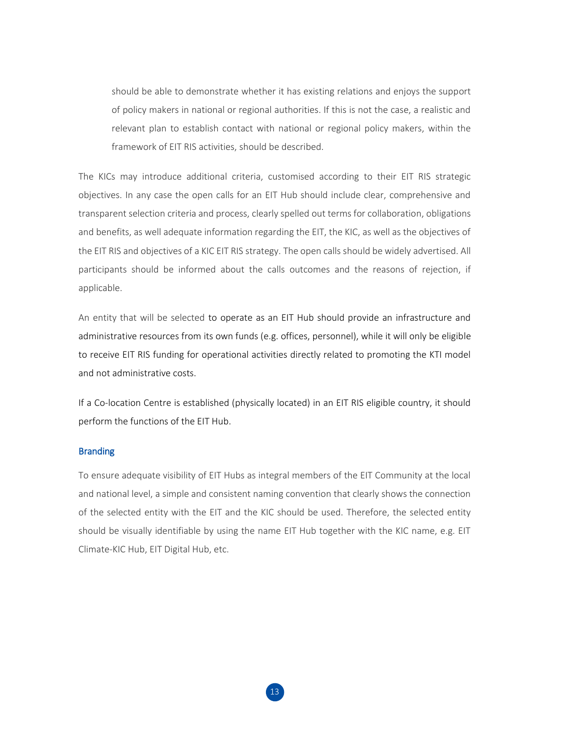should be able to demonstrate whether it has existing relations and enjoys the support of policy makers in national or regional authorities. If this is not the case, a realistic and relevant plan to establish contact with national or regional policy makers, within the framework of EIT RIS activities, should be described.

The KICs may introduce additional criteria, customised according to their EIT RIS strategic objectives. In any case the open calls for an EIT Hub should include clear, comprehensive and transparent selection criteria and process, clearly spelled out terms for collaboration, obligations and benefits, as well adequate information regarding the EIT, the KIC, as well as the objectives of the EIT RIS and objectives of a KIC EIT RIS strategy. The open calls should be widely advertised. All participants should be informed about the calls outcomes and the reasons of rejection, if applicable.

An entity that will be selected to operate as an EIT Hub should provide an infrastructure and administrative resources from its own funds (e.g. offices, personnel), while it will only be eligible to receive EIT RIS funding for operational activities directly related to promoting the KTI model and not administrative costs.

If a Co-location Centre is established (physically located) in an EIT RIS eligible country, it should perform the functions of the EIT Hub.

### Branding

To ensure adequate visibility of EIT Hubs as integral members of the EIT Community at the local and national level, a simple and consistent naming convention that clearly shows the connection of the selected entity with the EIT and the KIC should be used. Therefore, the selected entity should be visually identifiable by using the name EIT Hub together with the KIC name, e.g. EIT Climate-KIC Hub, EIT Digital Hub, etc.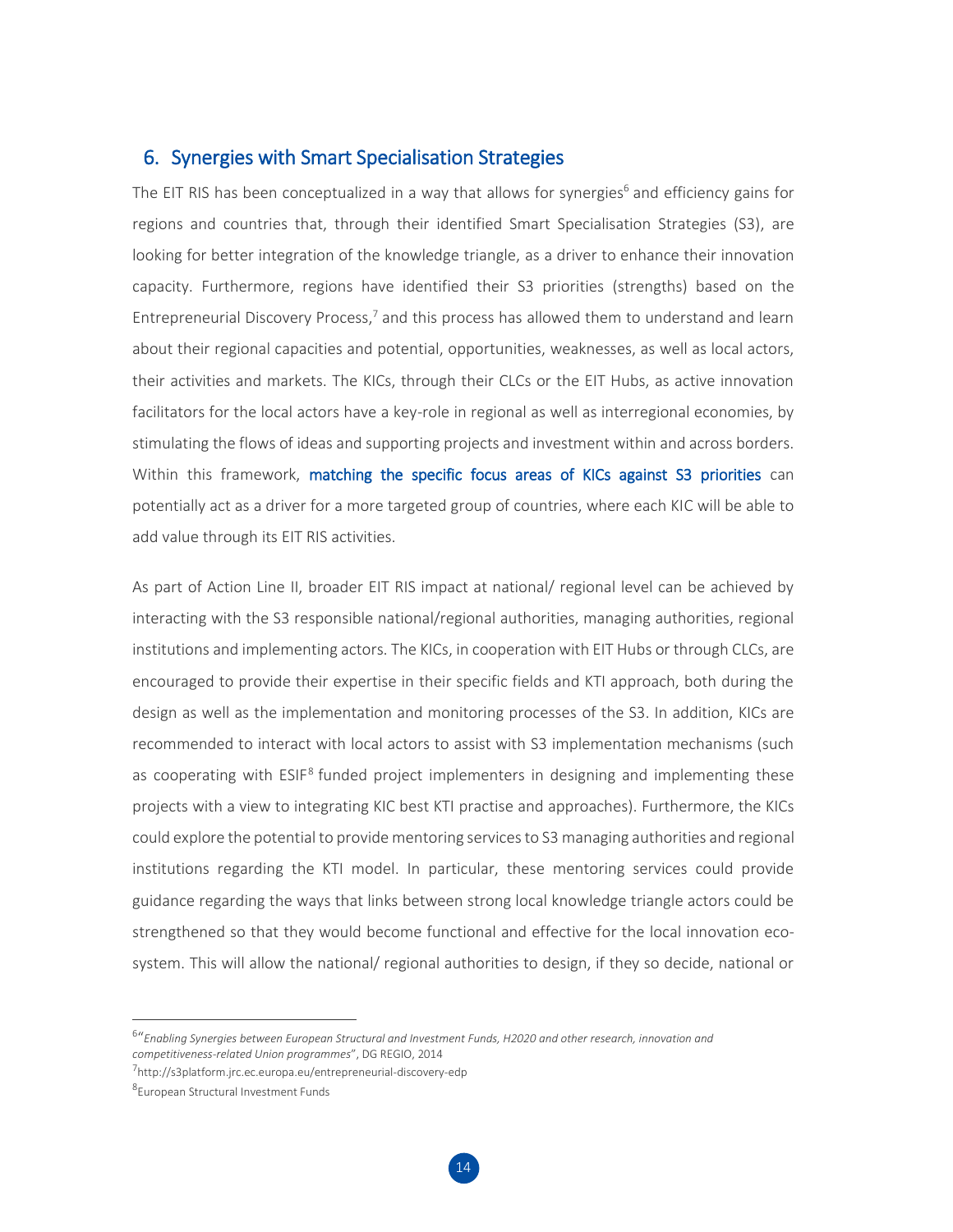## 6. Synergies with Smart Specialisation Strategies

The EIT RIS has been conceptualized in a way that allows for synergies[6] and efficiency gains for regions and countries that, through their identified Smart Specialisation Strategies (S3), are looking for better integration of the knowledge triangle, as a driver to enhance their innovation capacity. Furthermore, regions have identified their S3 priorities (strengths) based on the Entrepreneurial Discovery Process,[7] and this process has allowed them to understand and learn about their regional capacities and potential, opportunities, weaknesses, as well as local actors, their activities and markets. The KICs, through their CLCs or the EIT Hubs, as active innovation facilitators for the local actors have a key-role in regional as well as interregional economies, by stimulating the flows of ideas and supporting projects and investment within and across borders. Within this framework, **matching the specific focus areas of KICs against S3 priorities** can potentially act as a driver for a more targeted group of countries, where each KIC will be able to add value through its EIT RIS activities.

As part of Action Line II, broader EIT RIS impact at national/ regional level can be achieved by interacting with the S3 responsible national/regional authorities, managing authorities, regional institutions and implementing actors. The KICs, in cooperation with EIT Hubs or through CLCs, are encouraged to provide their expertise in their specific fields and KTI approach, both during the design as well as the implementation and monitoring processes of the S3. In addition, KICs are recommended to interact with local actors to assist with S3 implementation mechanisms (such as cooperating with ESIF[8] funded project implementers in designing and implementing these projects with a view to integrating KIC best KTI practise and approaches). Furthermore, the KICs could explore the potential to provide mentoring services to S3 managing authorities and regional institutions regarding the KTI model. In particular, these mentoring services could provide guidance regarding the ways that links between strong local knowledge triangle actors could be strengthened so that they would become functional and effective for the local innovation eco-system. This will allow the national/ regional authorities to design, if they so decide, national or

---

[6]"*Enabling Synergies between European Structural and Investment Funds, H2020 and other research, innovation and competitiveness-related Union programmes*", DG REGIO, 2014

[7]http://s3platform.jrc.ec.europa.eu/entrepreneurial-discovery-edp

[8]European Structural Investment Funds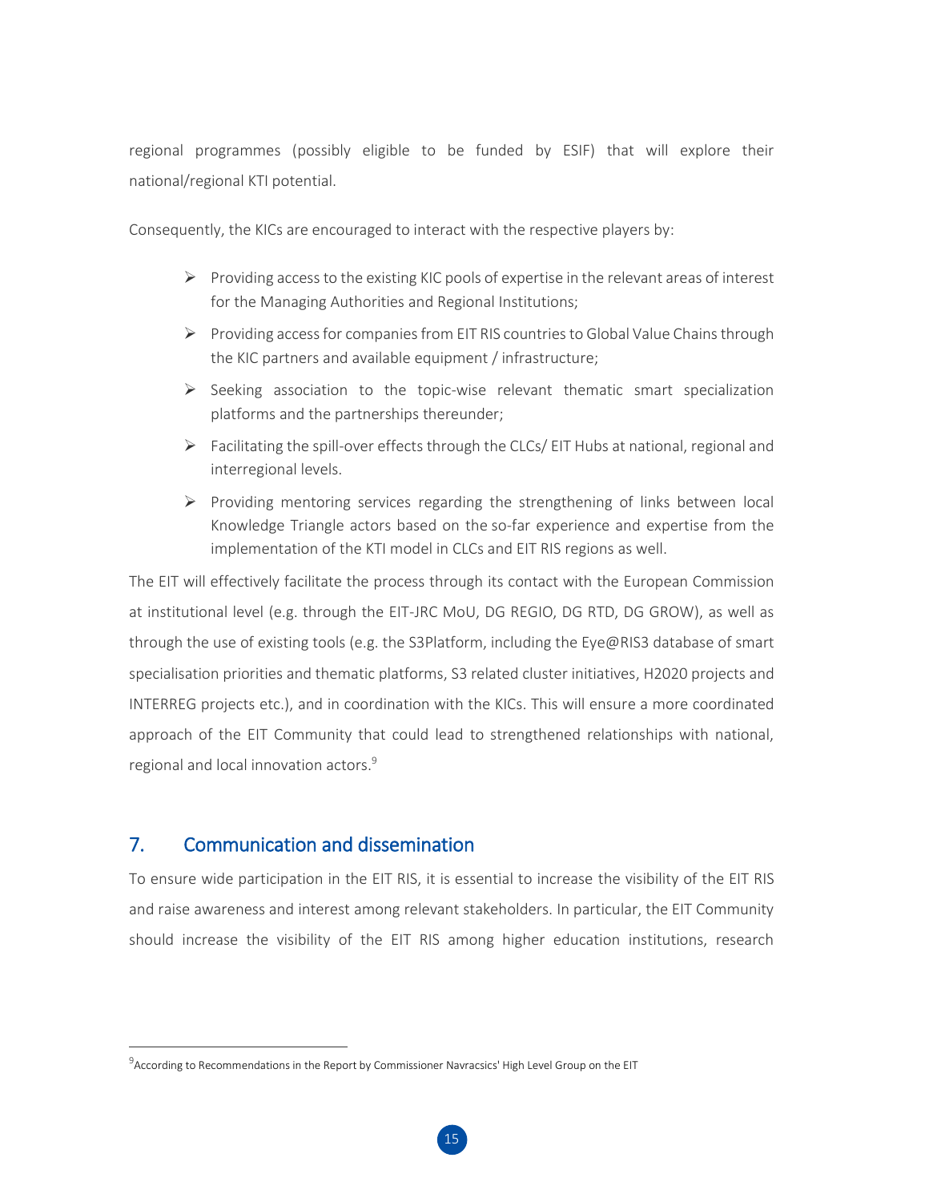regional programmes (possibly eligible to be funded by ESIF) that will explore their national/regional KTI potential.

Consequently, the KICs are encouraged to interact with the respective players by:

- Providing access to the existing KIC pools of expertise in the relevant areas of interest for the Managing Authorities and Regional Institutions;
- Providing access for companies from EIT RIS countries to Global Value Chains through the KIC partners and available equipment / infrastructure;
- Seeking association to the topic-wise relevant thematic smart specialization platforms and the partnerships thereunder;
- Facilitating the spill-over effects through the CLCs/ EIT Hubs at national, regional and interregional levels.
- Providing mentoring services regarding the strengthening of links between local Knowledge Triangle actors based on the so-far experience and expertise from the implementation of the KTI model in CLCs and EIT RIS regions as well.

The EIT will effectively facilitate the process through its contact with the European Commission at institutional level (e.g. through the EIT-JRC MoU, DG REGIO, DG RTD, DG GROW), as well as through the use of existing tools (e.g. the S3Platform, including the Eye@RIS3 database of smart specialisation priorities and thematic platforms, S3 related cluster initiatives, H2020 projects and INTERREG projects etc.), and in coordination with the KICs. This will ensure a more coordinated approach of the EIT Community that could lead to strengthened relationships with national, regional and local innovation actors.[9]

## 7. Communication and dissemination

To ensure wide participation in the EIT RIS, it is essential to increase the visibility of the EIT RIS and raise awareness and interest among relevant stakeholders. In particular, the EIT Community should increase the visibility of the EIT RIS among higher education institutions, research

---

[9] According to Recommendations in the Report by Commissioner Navracsics' High Level Group on the EIT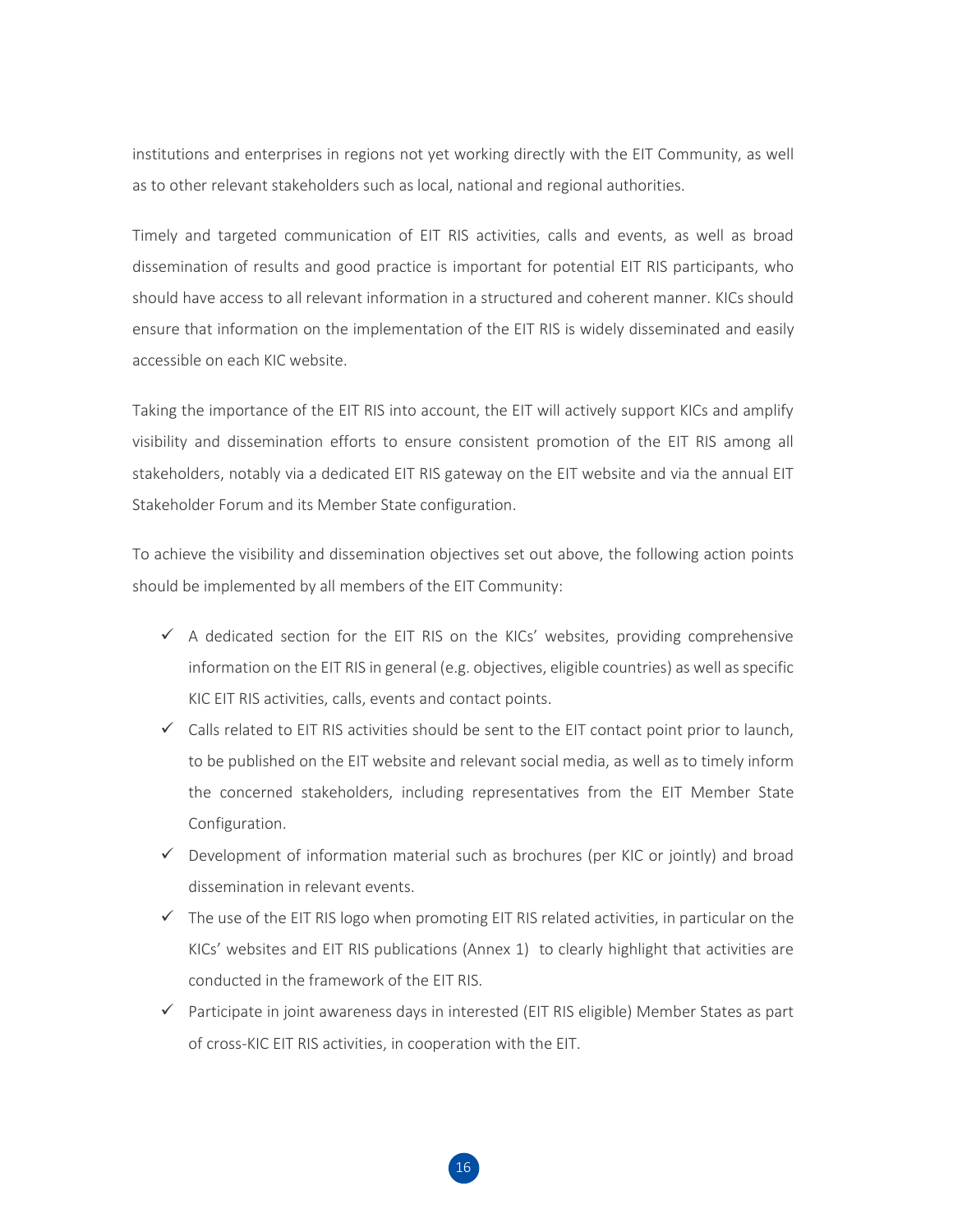institutions and enterprises in regions not yet working directly with the EIT Community, as well as to other relevant stakeholders such as local, national and regional authorities.

Timely and targeted communication of EIT RIS activities, calls and events, as well as broad dissemination of results and good practice is important for potential EIT RIS participants, who should have access to all relevant information in a structured and coherent manner. KICs should ensure that information on the implementation of the EIT RIS is widely disseminated and easily accessible on each KIC website.

Taking the importance of the EIT RIS into account, the EIT will actively support KICs and amplify visibility and dissemination efforts to ensure consistent promotion of the EIT RIS among all stakeholders, notably via a dedicated EIT RIS gateway on the EIT website and via the annual EIT Stakeholder Forum and its Member State configuration.

To achieve the visibility and dissemination objectives set out above, the following action points should be implemented by all members of the EIT Community:

- ✓ A dedicated section for the EIT RIS on the KICs' websites, providing comprehensive information on the EIT RIS in general (e.g. objectives, eligible countries) as well as specific KIC EIT RIS activities, calls, events and contact points.
- ✓ Calls related to EIT RIS activities should be sent to the EIT contact point prior to launch, to be published on the EIT website and relevant social media, as well as to timely inform the concerned stakeholders, including representatives from the EIT Member State Configuration.
- ✓ Development of information material such as brochures (per KIC or jointly) and broad dissemination in relevant events.
- ✓ The use of the EIT RIS logo when promoting EIT RIS related activities, in particular on the KICs' websites and EIT RIS publications (Annex 1) to clearly highlight that activities are conducted in the framework of the EIT RIS.
- ✓ Participate in joint awareness days in interested (EIT RIS eligible) Member States as part of cross-KIC EIT RIS activities, in cooperation with the EIT.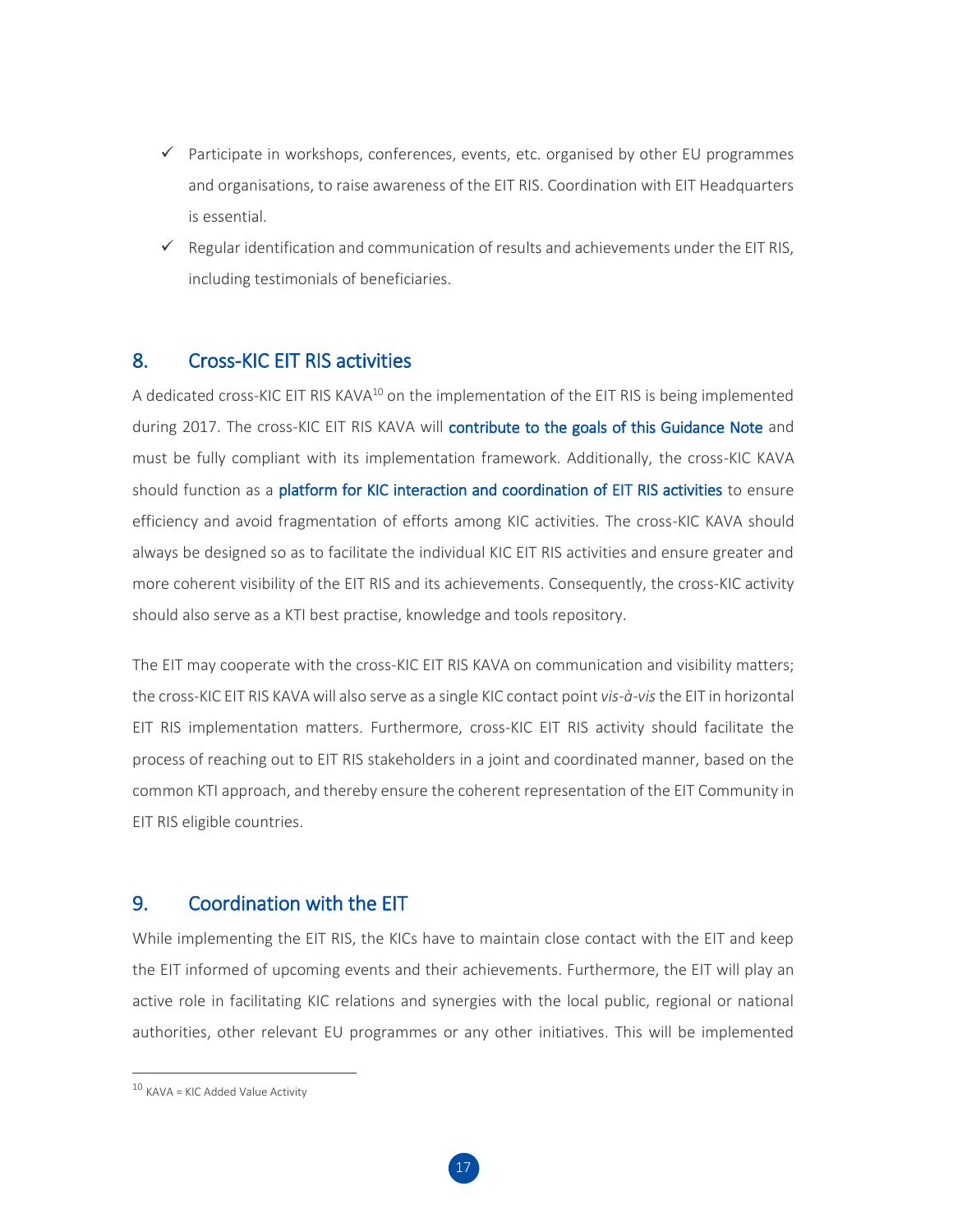- ✓ Participate in workshops, conferences, events, etc. organised by other EU programmes and organisations, to raise awareness of the EIT RIS. Coordination with EIT Headquarters is essential.
- ✓ Regular identification and communication of results and achievements under the EIT RIS, including testimonials of beneficiaries.

## 8. Cross-KIC EIT RIS activities

A dedicated cross-KIC EIT RIS KAVA[10] on the implementation of the EIT RIS is being implemented during 2017. The cross-KIC EIT RIS KAVA will **contribute to the goals of this Guidance Note** and must be fully compliant with its implementation framework. Additionally, the cross-KIC KAVA should function as a **platform for KIC interaction and coordination of EIT RIS activities** to ensure efficiency and avoid fragmentation of efforts among KIC activities. The cross-KIC KAVA should always be designed so as to facilitate the individual KIC EIT RIS activities and ensure greater and more coherent visibility of the EIT RIS and its achievements. Consequently, the cross-KIC activity should also serve as a KTI best practise, knowledge and tools repository.

The EIT may cooperate with the cross-KIC EIT RIS KAVA on communication and visibility matters; the cross-KIC EIT RIS KAVA will also serve as a single KIC contact point *vis-à-vis* the EIT in horizontal EIT RIS implementation matters. Furthermore, cross-KIC EIT RIS activity should facilitate the process of reaching out to EIT RIS stakeholders in a joint and coordinated manner, based on the common KTI approach, and thereby ensure the coherent representation of the EIT Community in EIT RIS eligible countries.

## 9. Coordination with the EIT

While implementing the EIT RIS, the KICs have to maintain close contact with the EIT and keep the EIT informed of upcoming events and their achievements. Furthermore, the EIT will play an active role in facilitating KIC relations and synergies with the local public, regional or national authorities, other relevant EU programmes or any other initiatives. This will be implemented

[10] KAVA = KIC Added Value Activity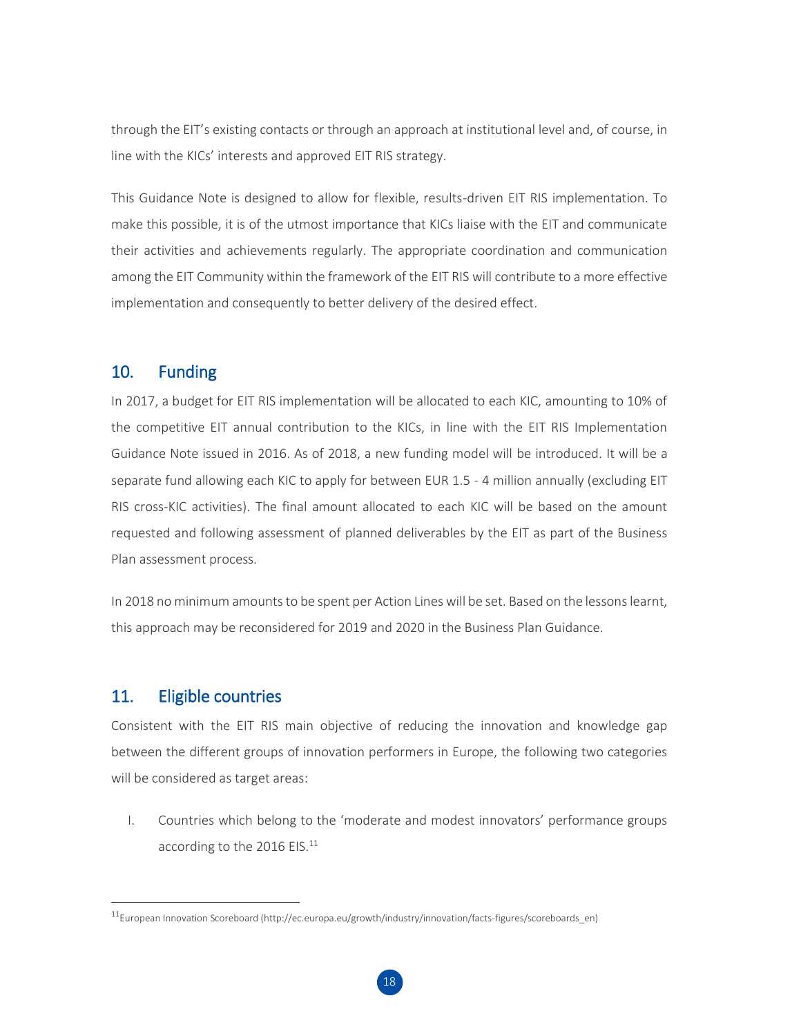through the EIT's existing contacts or through an approach at institutional level and, of course, in line with the KICs' interests and approved EIT RIS strategy.

This Guidance Note is designed to allow for flexible, results-driven EIT RIS implementation. To make this possible, it is of the utmost importance that KICs liaise with the EIT and communicate their activities and achievements regularly. The appropriate coordination and communication among the EIT Community within the framework of the EIT RIS will contribute to a more effective implementation and consequently to better delivery of the desired effect.

## 10. Funding

In 2017, a budget for EIT RIS implementation will be allocated to each KIC, amounting to 10% of the competitive EIT annual contribution to the KICs, in line with the EIT RIS Implementation Guidance Note issued in 2016. As of 2018, a new funding model will be introduced. It will be a separate fund allowing each KIC to apply for between EUR 1.5 - 4 million annually (excluding EIT RIS cross-KIC activities). The final amount allocated to each KIC will be based on the amount requested and following assessment of planned deliverables by the EIT as part of the Business Plan assessment process.

In 2018 no minimum amounts to be spent per Action Lines will be set. Based on the lessons learnt, this approach may be reconsidered for 2019 and 2020 in the Business Plan Guidance.

## 11. Eligible countries

Consistent with the EIT RIS main objective of reducing the innovation and knowledge gap between the different groups of innovation performers in Europe, the following two categories will be considered as target areas:

I. Countries which belong to the 'moderate and modest innovators' performance groups according to the 2016 EIS.[11]

[11] European Innovation Scoreboard (http://ec.europa.eu/growth/industry/innovation/facts-figures/scoreboards_en)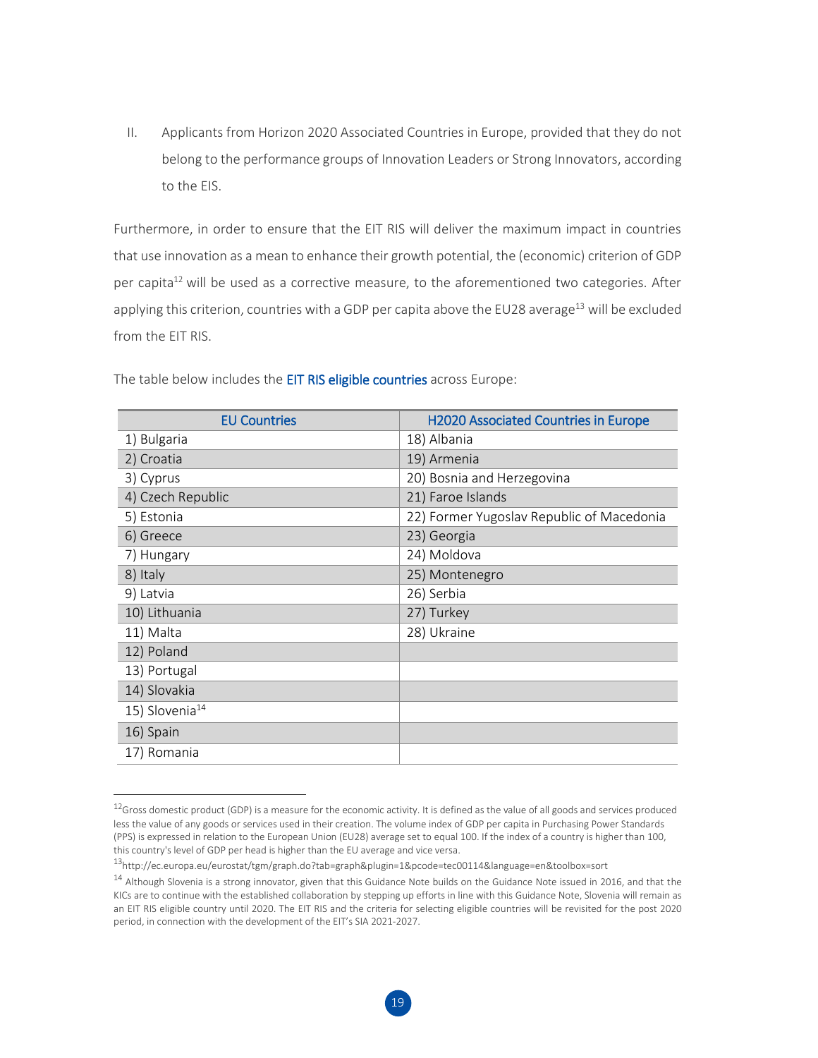II. Applicants from Horizon 2020 Associated Countries in Europe, provided that they do not belong to the performance groups of Innovation Leaders or Strong Innovators, according to the EIS.

Furthermore, in order to ensure that the EIT RIS will deliver the maximum impact in countries that use innovation as a mean to enhance their growth potential, the (economic) criterion of GDP per capita[12] will be used as a corrective measure, to the aforementioned two categories. After applying this criterion, countries with a GDP per capita above the EU28 average[13] will be excluded from the EIT RIS.

The table below includes the EIT RIS eligible countries across Europe:

| EU Countries | H2020 Associated Countries in Europe |
|---|---|
| 1) Bulgaria | 18) Albania |
| 2) Croatia | 19) Armenia |
| 3) Cyprus | 20) Bosnia and Herzegovina |
| 4) Czech Republic | 21) Faroe Islands |
| 5) Estonia | 22) Former Yugoslav Republic of Macedonia |
| 6) Greece | 23) Georgia |
| 7) Hungary | 24) Moldova |
| 8) Italy | 25) Montenegro |
| 9) Latvia | 26) Serbia |
| 10) Lithuania | 27) Turkey |
| 11) Malta | 28) Ukraine |
| 12) Poland | |
| 13) Portugal | |
| 14) Slovakia | |
| 15) Slovenia[14] | |
| 16) Spain | |
| 17) Romania | |

[12] Gross domestic product (GDP) is a measure for the economic activity. It is defined as the value of all goods and services produced less the value of any goods or services used in their creation. The volume index of GDP per capita in Purchasing Power Standards (PPS) is expressed in relation to the European Union (EU28) average set to equal 100. If the index of a country is higher than 100, this country's level of GDP per head is higher than the EU average and vice versa.

[13] http://ec.europa.eu/eurostat/tgm/graph.do?tab=graph&plugin=1&pcode=tec00114&language=en&toolbox=sort

[14] Although Slovenia is a strong innovator, given that this Guidance Note builds on the Guidance Note issued in 2016, and that the KICs are to continue with the established collaboration by stepping up efforts in line with this Guidance Note, Slovenia will remain as an EIT RIS eligible country until 2020. The EIT RIS and the criteria for selecting eligible countries will be revisited for the post 2020 period, in connection with the development of the EIT's SIA 2021-2027.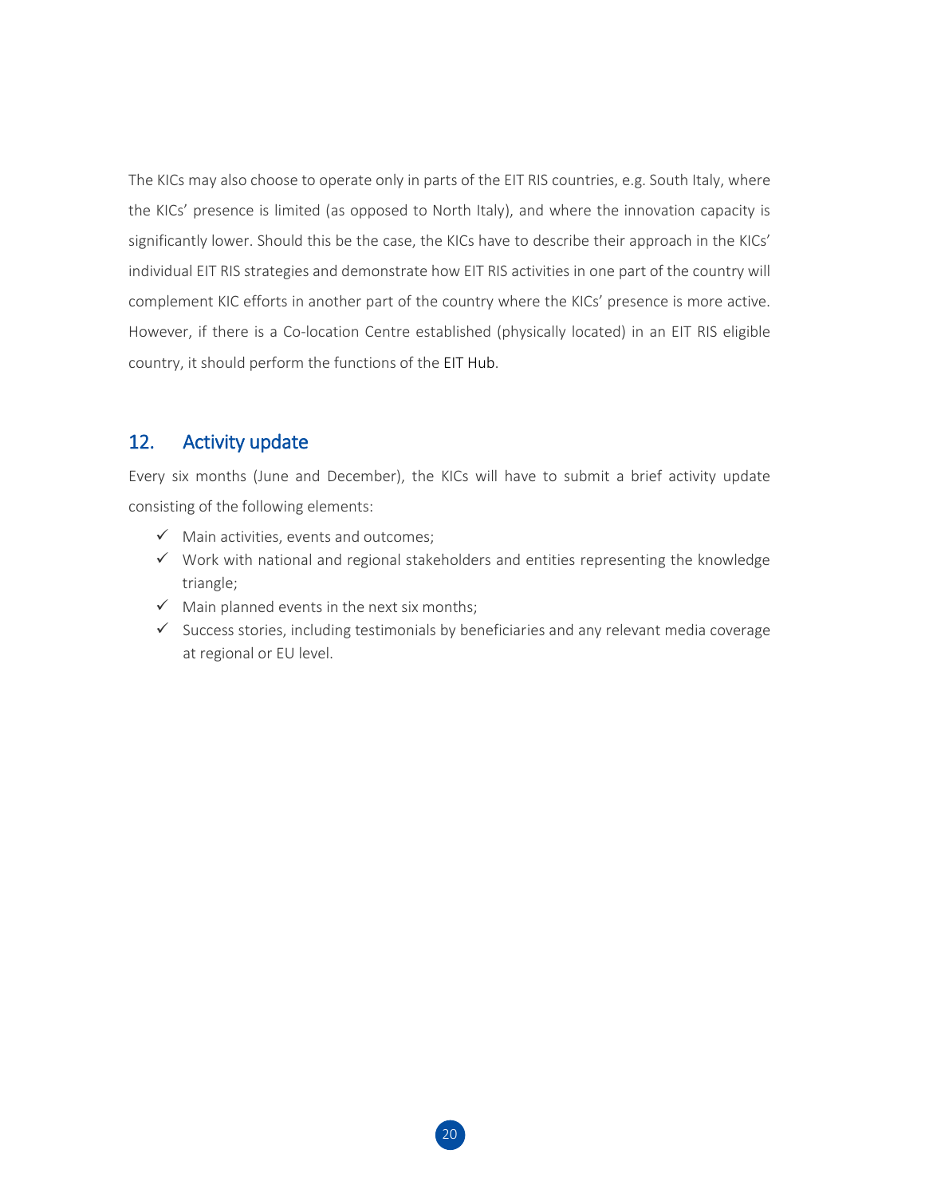The KICs may also choose to operate only in parts of the EIT RIS countries, e.g. South Italy, where the KICs' presence is limited (as opposed to North Italy), and where the innovation capacity is significantly lower. Should this be the case, the KICs have to describe their approach in the KICs' individual EIT RIS strategies and demonstrate how EIT RIS activities in one part of the country will complement KIC efforts in another part of the country where the KICs' presence is more active. However, if there is a Co-location Centre established (physically located) in an EIT RIS eligible country, it should perform the functions of the EIT Hub.

## 12. Activity update

Every six months (June and December), the KICs will have to submit a brief activity update consisting of the following elements:

- ✓ Main activities, events and outcomes;
- ✓ Work with national and regional stakeholders and entities representing the knowledge triangle;
- ✓ Main planned events in the next six months;
- ✓ Success stories, including testimonials by beneficiaries and any relevant media coverage at regional or EU level.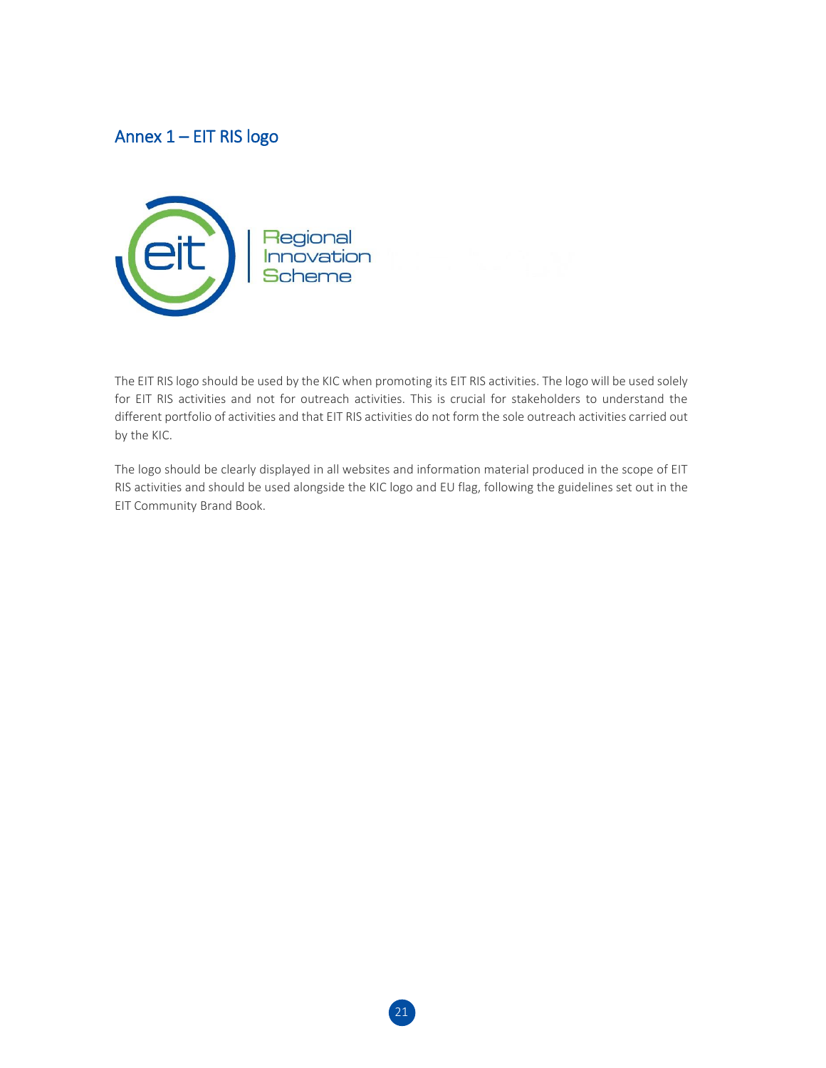## Annex 1 – EIT RIS logo

The EIT RIS logo should be used by the KIC when promoting its EIT RIS activities. The logo will be used solely for EIT RIS activities and not for outreach activities. This is crucial for stakeholders to understand the different portfolio of activities and that EIT RIS activities do not form the sole outreach activities carried out by the KIC.

The logo should be clearly displayed in all websites and information material produced in the scope of EIT RIS activities and should be used alongside the KIC logo and EU flag, following the guidelines set out in the EIT Community Brand Book.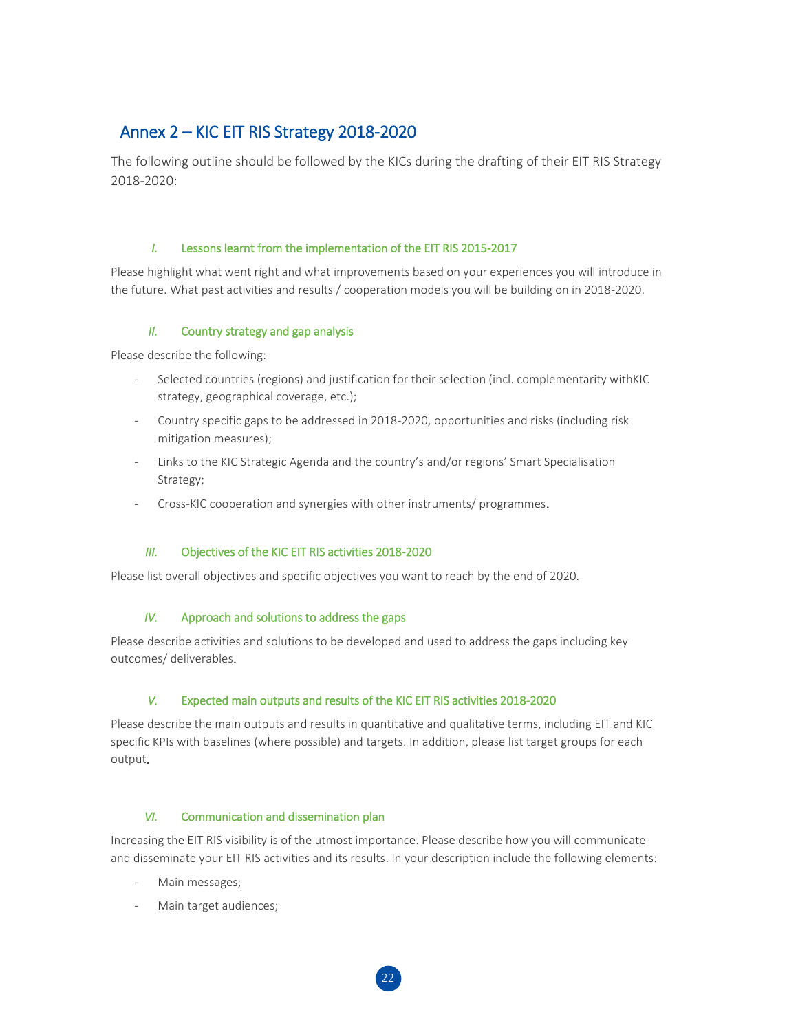## Annex 2 – KIC EIT RIS Strategy 2018-2020

The following outline should be followed by the KICs during the drafting of their EIT RIS Strategy 2018-2020:

### *I.* Lessons learnt from the implementation of the EIT RIS 2015-2017

Please highlight what went right and what improvements based on your experiences you will introduce in the future. What past activities and results / cooperation models you will be building on in 2018-2020.

### *II.* Country strategy and gap analysis

Please describe the following:

- Selected countries (regions) and justification for their selection (incl. complementarity withKIC strategy, geographical coverage, etc.);
- Country specific gaps to be addressed in 2018-2020, opportunities and risks (including risk mitigation measures);
- Links to the KIC Strategic Agenda and the country's and/or regions' Smart Specialisation Strategy;
- Cross-KIC cooperation and synergies with other instruments/ programmes.

### *III.* Objectives of the KIC EIT RIS activities 2018-2020

Please list overall objectives and specific objectives you want to reach by the end of 2020.

### *IV.* Approach and solutions to address the gaps

Please describe activities and solutions to be developed and used to address the gaps including key outcomes/ deliverables.

### *V.* Expected main outputs and results of the KIC EIT RIS activities 2018-2020

Please describe the main outputs and results in quantitative and qualitative terms, including EIT and KIC specific KPIs with baselines (where possible) and targets. In addition, please list target groups for each output.

### *VI.* Communication and dissemination plan

Increasing the EIT RIS visibility is of the utmost importance. Please describe how you will communicate and disseminate your EIT RIS activities and its results. In your description include the following elements:

- Main messages;
- Main target audiences;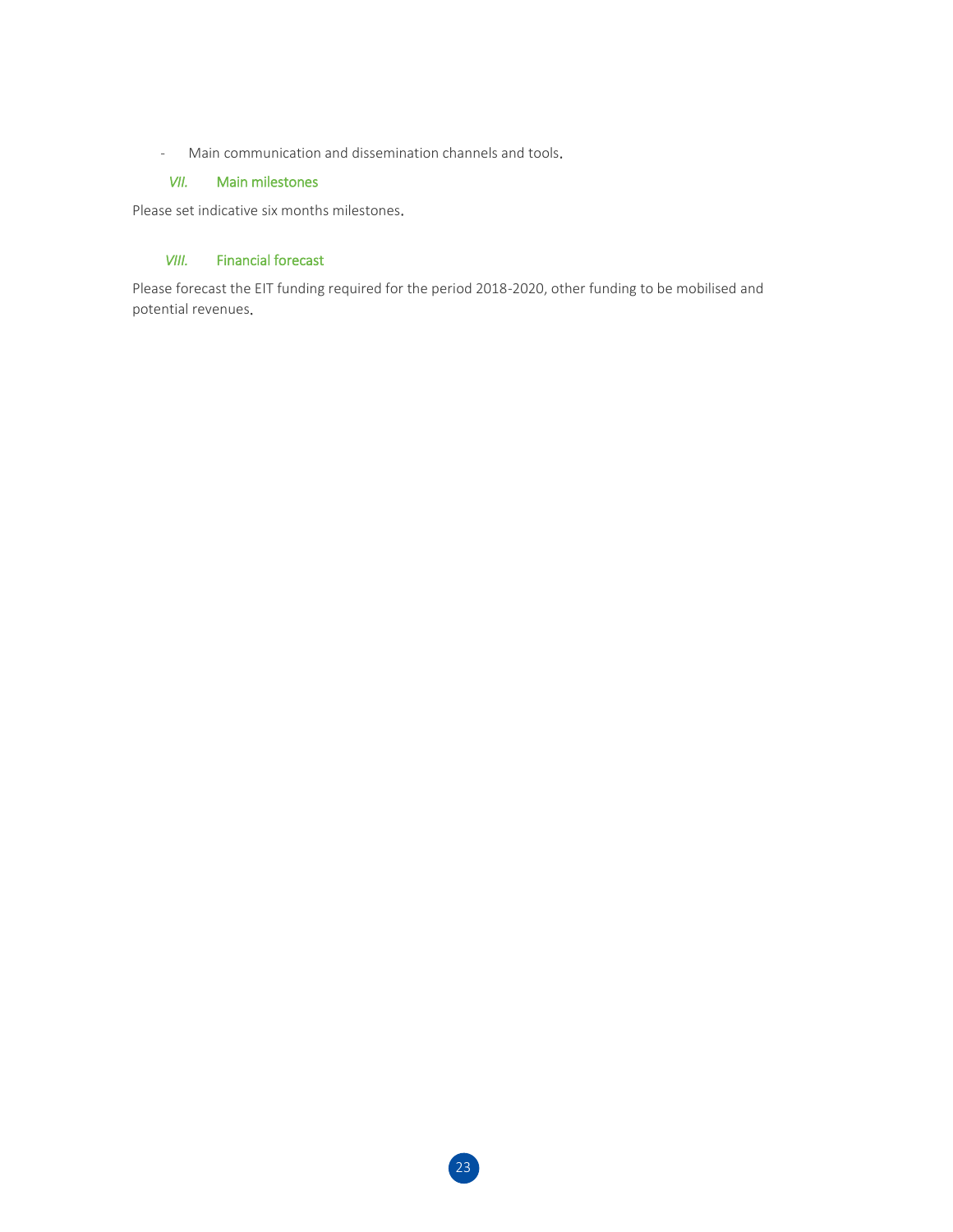- Main communication and dissemination channels and tools.

### *VII.* Main milestones

Please set indicative six months milestones.

### *VIII.* Financial forecast

Please forecast the EIT funding required for the period 2018-2020, other funding to be mobilised and potential revenues.